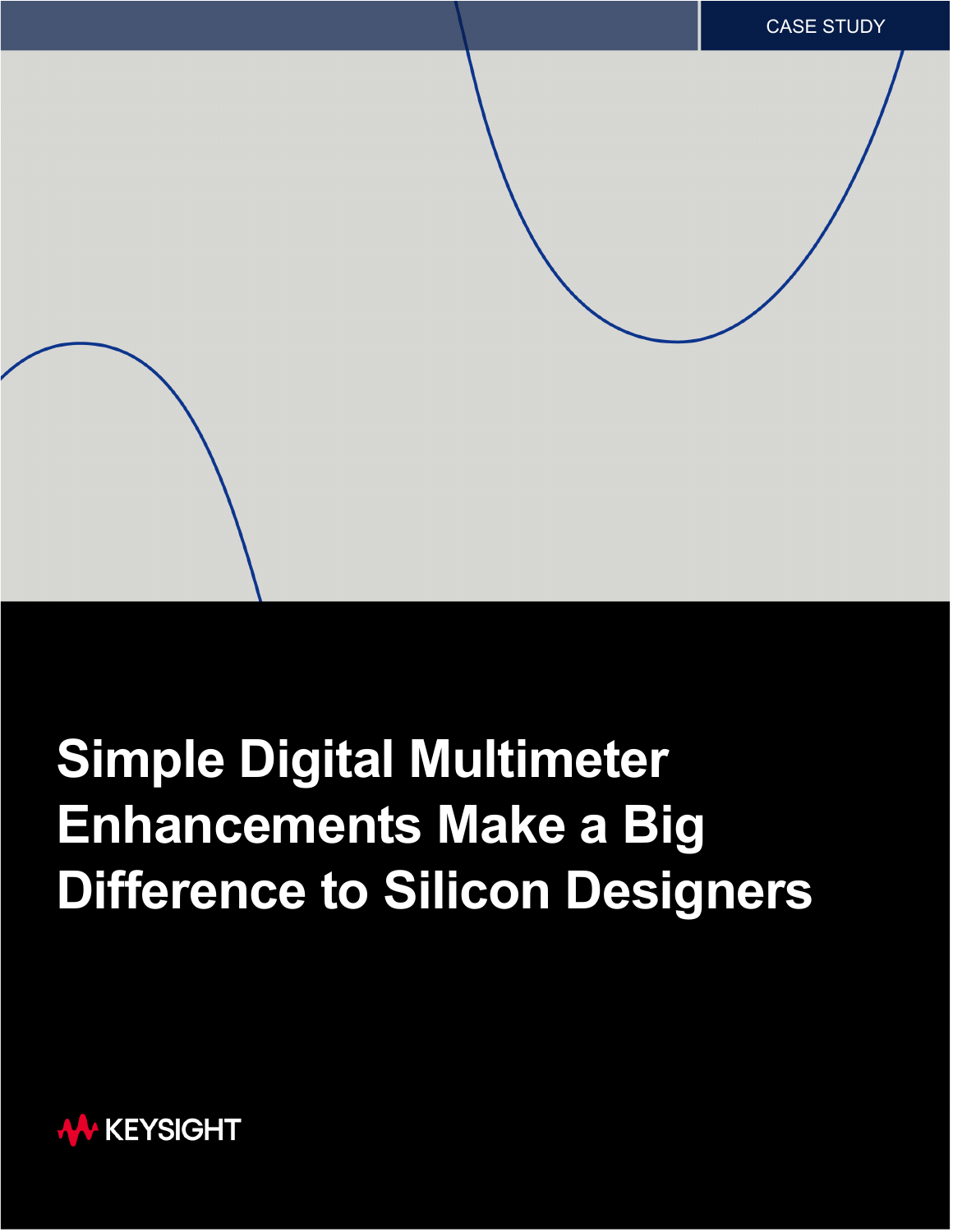CASE STUDY

# Simple Digital Multimeter Enhancements Make a Big Difference to Silicon Designers

KEYSIGHT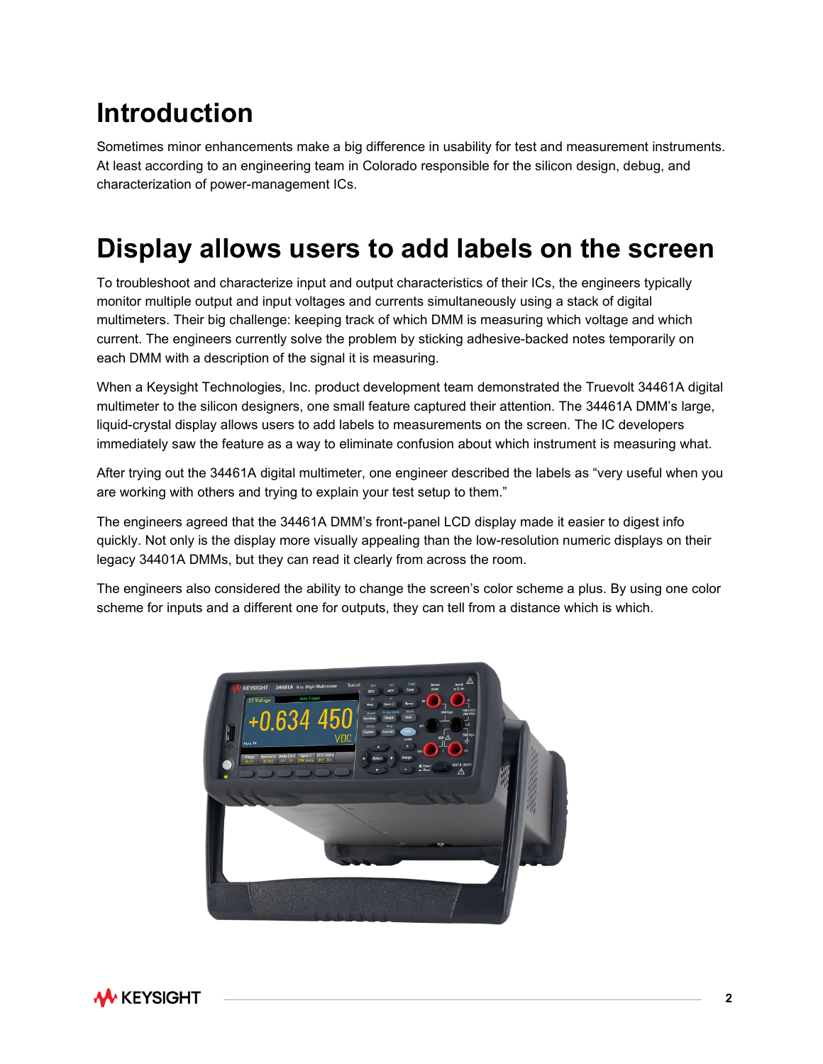# Introduction

Sometimes minor enhancements make a big difference in usability for test and measurement instruments. At least according to an engineering team in Colorado responsible for the silicon design, debug, and characterization of power-management ICs.

# Display allows users to add labels on the screen

To troubleshoot and characterize input and output characteristics of their ICs, the engineers typically monitor multiple output and input voltages and currents simultaneously using a stack of digital multimeters. Their big challenge: keeping track of which DMM is measuring which voltage and which current. The engineers currently solve the problem by sticking adhesive-backed notes temporarily on each DMM with a description of the signal it is measuring.

When a Keysight Technologies, Inc. product development team demonstrated the Truevolt 34461A digital multimeter to the silicon designers, one small feature captured their attention. The 34461A DMM's large, liquid-crystal display allows users to add labels to measurements on the screen. The IC developers immediately saw the feature as a way to eliminate confusion about which instrument is measuring what.

After trying out the 34461A digital multimeter, one engineer described the labels as "very useful when you are working with others and trying to explain your test setup to them."

The engineers agreed that the 34461A DMM's front-panel LCD display made it easier to digest info quickly. Not only is the display more visually appealing than the low-resolution numeric displays on their legacy 34401A DMMs, but they can read it clearly from across the room.

The engineers also considered the ability to change the screen's color scheme a plus. By using one color scheme for inputs and a different one for outputs, they can tell from a distance which is which.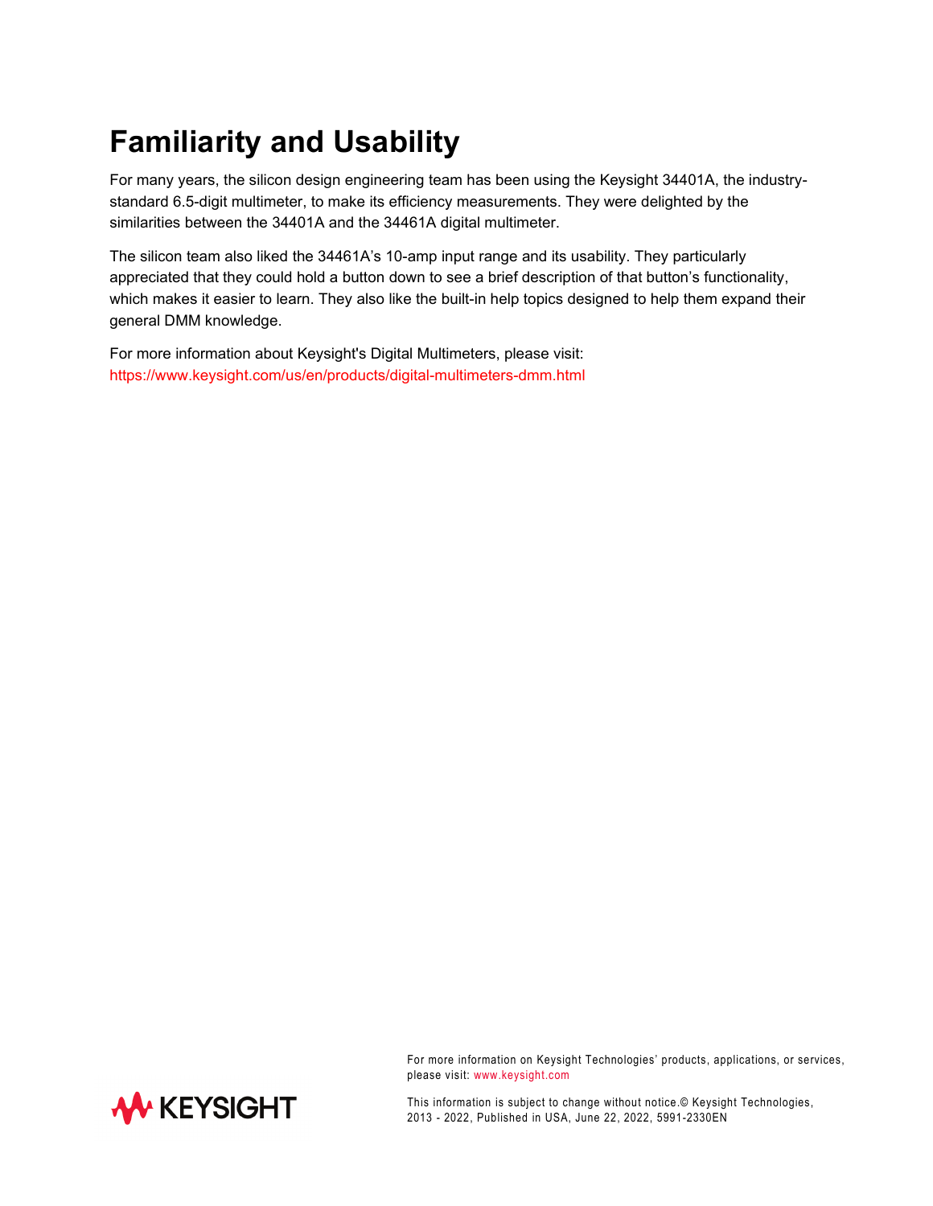# Familiarity and Usability

For many years, the silicon design engineering team has been using the Keysight 34401A, the industry-standard 6.5-digit multimeter, to make its efficiency measurements. They were delighted by the similarities between the 34401A and the 34461A digital multimeter.

The silicon team also liked the 34461A's 10-amp input range and its usability. They particularly appreciated that they could hold a button down to see a brief description of that button's functionality, which makes it easier to learn. They also like the built-in help topics designed to help them expand their general DMM knowledge.

For more information about Keysight's Digital Multimeters, please visit:
https://www.keysight.com/us/en/products/digital-multimeters-dmm.html

KEYSIGHT

For more information on Keysight Technologies' products, applications, or services, please visit: www.keysight.com

This information is subject to change without notice.© Keysight Technologies, 2013 - 2022, Published in USA, June 22, 2022, 5991-2330EN